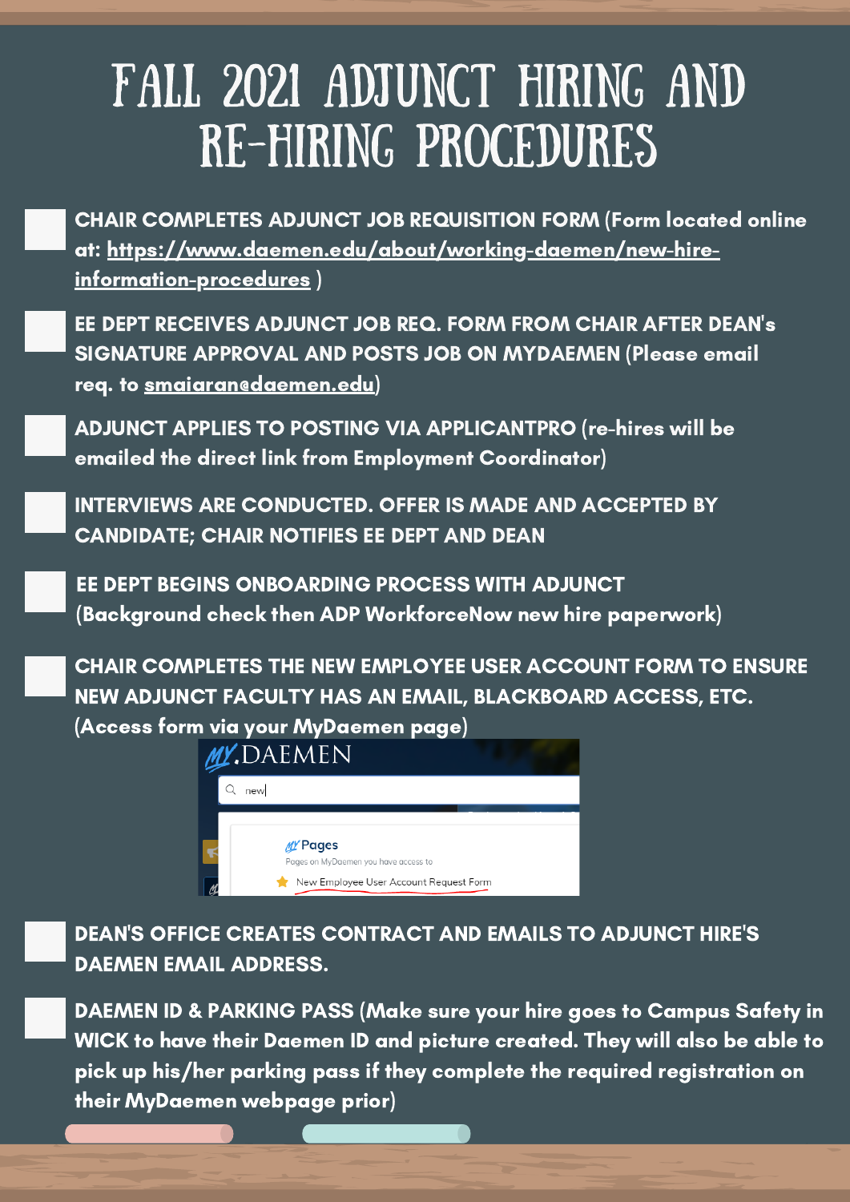# FALL 2021 ADJUNCT HIRING AND RE-HIRING PROCEDURES

- [ ] **CHAIR COMPLETES ADJUNCT JOB REQUISITION FORM** (Form located online at: https://www.daemen.edu/about/working-daemen/new-hire-information-procedures )
- [ ] **EE DEPT RECEIVES ADJUNCT JOB REQ. FORM FROM CHAIR AFTER DEAN's SIGNATURE APPROVAL AND POSTS JOB ON MYDAEMEN** (Please email req. to smaiaran@daemen.edu)
- [ ] **ADJUNCT APPLIES TO POSTING VIA APPLICANTPRO** (re-hires will be emailed the direct link from Employment Coordinator)
- [ ] **INTERVIEWS ARE CONDUCTED. OFFER IS MADE AND ACCEPTED BY CANDIDATE; CHAIR NOTIFIES EE DEPT AND DEAN**
- [ ] **EE DEPT BEGINS ONBOARDING PROCESS WITH ADJUNCT** (Background check then ADP WorkforceNow new hire paperwork)
- [ ] **CHAIR COMPLETES THE NEW EMPLOYEE USER ACCOUNT FORM TO ENSURE NEW ADJUNCT FACULTY HAS AN EMAIL, BLACKBOARD ACCESS, ETC.** (Access form via your MyDaemen page)

  MY.DAEMEN

  new

  MY Pages

  Pages on MyDaemen you have access to

  New Employee User Account Request Form

- [ ] **DEAN'S OFFICE CREATES CONTRACT AND EMAILS TO ADJUNCT HIRE'S DAEMEN EMAIL ADDRESS.**
- [ ] **DAEMEN ID & PARKING PASS** (Make sure your hire goes to Campus Safety in WICK to have their Daemen ID and picture created. They will also be able to pick up his/her parking pass if they complete the required registration on their MyDaemen webpage prior)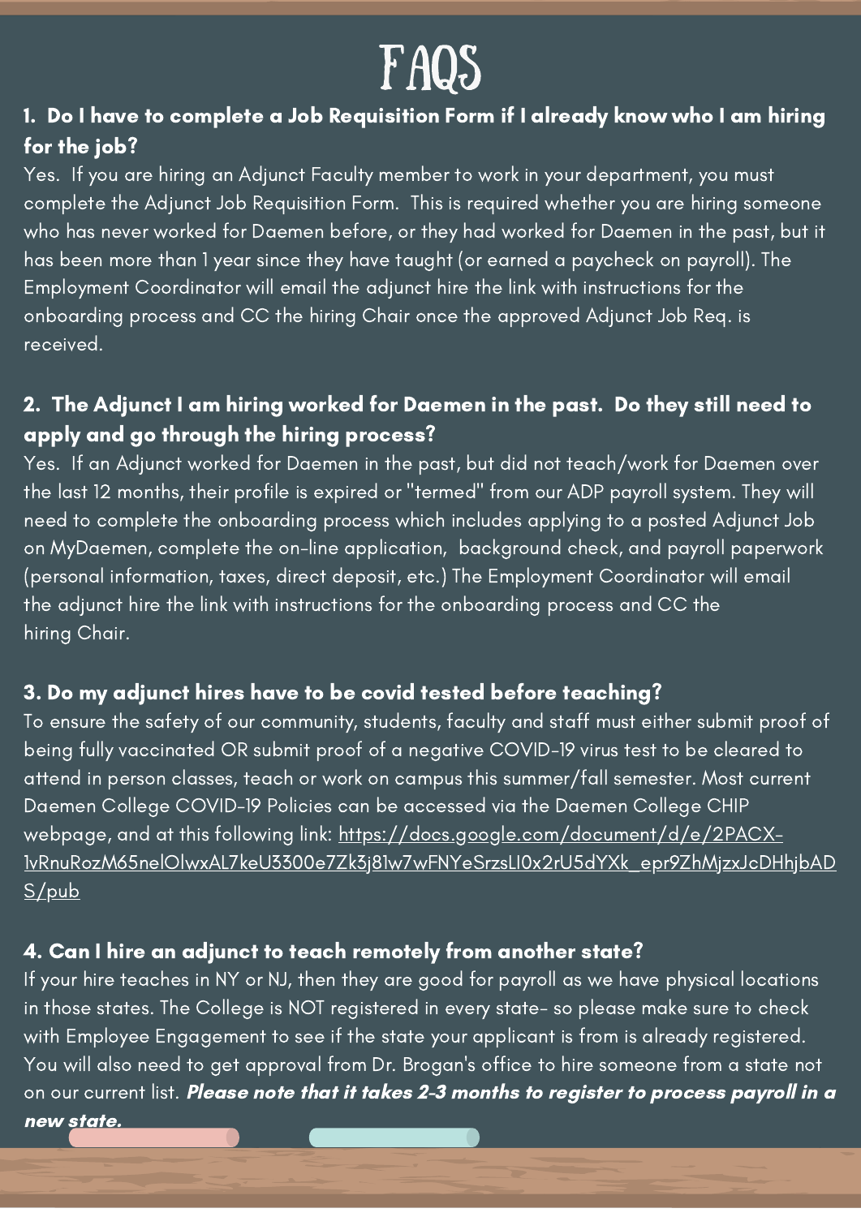# FAQS

## 1. Do I have to complete a Job Requisition Form if I already know who I am hiring for the job?

Yes. If you are hiring an Adjunct Faculty member to work in your department, you must complete the Adjunct Job Requisition Form. This is required whether you are hiring someone who has never worked for Daemen before, or they had worked for Daemen in the past, but it has been more than 1 year since they have taught (or earned a paycheck on payroll). The Employment Coordinator will email the adjunct hire the link with instructions for the onboarding process and CC the hiring Chair once the approved Adjunct Job Req. is received.

## 2. The Adjunct I am hiring worked for Daemen in the past. Do they still need to apply and go through the hiring process?

Yes. If an Adjunct worked for Daemen in the past, but did not teach/work for Daemen over the last 12 months, their profile is expired or "termed" from our ADP payroll system. They will need to complete the onboarding process which includes applying to a posted Adjunct Job on MyDaemen, complete the on-line application, background check, and payroll paperwork (personal information, taxes, direct deposit, etc.) The Employment Coordinator will email the adjunct hire the link with instructions for the onboarding process and CC the hiring Chair.

## 3. Do my adjunct hires have to be covid tested before teaching?

To ensure the safety of our community, students, faculty and staff must either submit proof of being fully vaccinated OR submit proof of a negative COVID-19 virus test to be cleared to attend in person classes, teach or work on campus this summer/fall semester. Most current Daemen College COVID-19 Policies can be accessed via the Daemen College CHIP webpage, and at this following link: https://docs.google.com/document/d/e/2PACX-1vRnuRozM65nelOlwxAL7keU3300e7Zk3j81w7wFNYeSrzsLI0x2rU5dYXk_epr9ZhMjzxJcDHhjbADS/pub

## 4. Can I hire an adjunct to teach remotely from another state?

If your hire teaches in NY or NJ, then they are good for payroll as we have physical locations in those states. The College is NOT registered in every state- so please make sure to check with Employee Engagement to see if the state your applicant is from is already registered. You will also need to get approval from Dr. Brogan's office to hire someone from a state not on our current list. ***Please note that it takes 2-3 months to register to process payroll in a new state.***